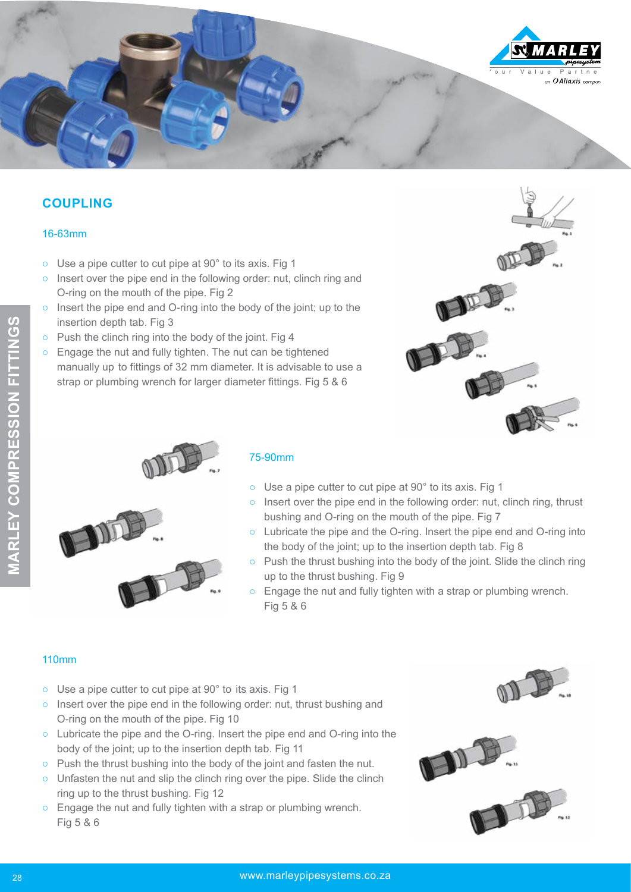## COUPLING

### 16-63mm

- Use a pipe cutter to cut pipe at 90° to its axis. Fig 1
- Insert over the pipe end in the following order: nut, clinch ring and O-ring on the mouth of the pipe. Fig 2
- Insert the pipe end and O-ring into the body of the joint; up to the insertion depth tab. Fig 3
- Push the clinch ring into the body of the joint. Fig 4
- Engage the nut and fully tighten. The nut can be tightened manually up to fittings of 32 mm diameter. It is advisable to use a strap or plumbing wrench for larger diameter fittings. Fig 5 & 6

### 75-90mm

- Use a pipe cutter to cut pipe at 90° to its axis. Fig 1
- Insert over the pipe end in the following order: nut, clinch ring, thrust bushing and O-ring on the mouth of the pipe. Fig 7
- Lubricate the pipe and the O-ring. Insert the pipe end and O-ring into the body of the joint; up to the insertion depth tab. Fig 8
- Push the thrust bushing into the body of the joint. Slide the clinch ring up to the thrust bushing. Fig 9
- Engage the nut and fully tighten with a strap or plumbing wrench. Fig 5 & 6

### 110mm

- Use a pipe cutter to cut pipe at 90° to its axis. Fig 1
- Insert over the pipe end in the following order: nut, thrust bushing and O-ring on the mouth of the pipe. Fig 10
- Lubricate the pipe and the O-ring. Insert the pipe end and O-ring into the body of the joint; up to the insertion depth tab. Fig 11
- Push the thrust bushing into the body of the joint and fasten the nut.
- Unfasten the nut and slip the clinch ring over the pipe. Slide the clinch ring up to the thrust bushing. Fig 12
- Engage the nut and fully tighten with a strap or plumbing wrench. Fig 5 & 6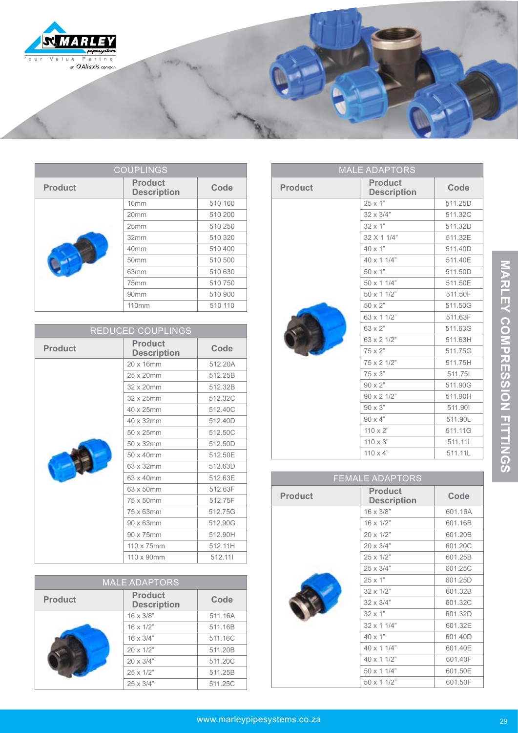# MARLEY COMPRESSION FITTINGS

## COUPLINGS

| Product | Product Description | Code |
|---|---|---|
| | 16mm | 510 160 |
| | 20mm | 510 200 |
| | 25mm | 510 250 |
| | 32mm | 510 320 |
| | 40mm | 510 400 |
| | 50mm | 510 500 |
| | 63mm | 510 630 |
| | 75mm | 510 750 |
| | 90mm | 510 900 |
| | 110mm | 510 110 |

## REDUCED COUPLINGS

| Product | Product Description | Code |
|---|---|---|
| | 20 x 16mm | 512.20A |
| | 25 x 20mm | 512.25B |
| | 32 x 20mm | 512.32B |
| | 32 x 25mm | 512.32C |
| | 40 x 25mm | 512.40C |
| | 40 x 32mm | 512.40D |
| | 50 x 25mm | 512.50C |
| | 50 x 32mm | 512.50D |
| | 50 x 40mm | 512.50E |
| | 63 x 32mm | 512.63D |
| | 63 x 40mm | 512.63E |
| | 63 x 50mm | 512.63F |
| | 75 x 50mm | 512.75F |
| | 75 x 63mm | 512.75G |
| | 90 x 63mm | 512.90G |
| | 90 x 75mm | 512.90H |
| | 110 x 75mm | 512.11H |
| | 110 x 90mm | 512.11I |

## MALE ADAPTORS

| Product | Product Description | Code |
|---|---|---|
| | 16 x 3/8” | 511.16A |
| | 16 x 1/2” | 511.16B |
| | 16 x 3/4” | 511.16C |
| | 20 x 1/2” | 511.20B |
| | 20 x 3/4” | 511.20C |
| | 25 x 1/2” | 511.25B |
| | 25 x 3/4” | 511.25C |
| | 25 x 1” | 511.25D |
| | 32 x 3/4” | 511.32C |
| | 32 x 1” | 511.32D |
| | 32 X 1 1/4” | 511.32E |
| | 40 x 1” | 511.40D |
| | 40 x 1 1/4” | 511.40E |
| | 50 x 1” | 511.50D |
| | 50 x 1 1/4” | 511.50E |
| | 50 x 1 1/2” | 511.50F |
| | 50 x 2” | 511.50G |
| | 63 x 1 1/2” | 511.63F |
| | 63 x 2” | 511.63G |
| | 63 x 2 1/2” | 511.63H |
| | 75 x 2” | 511.75G |
| | 75 x 2 1/2” | 511.75H |
| | 75 x 3” | 511.75I |
| | 90 x 2” | 511.90G |
| | 90 x 2 1/2” | 511.90H |
| | 90 x 3” | 511.90I |
| | 90 x 4” | 511.90L |
| | 110 x 2” | 511.11G |
| | 110 x 3” | 511.11I |
| | 110 x 4” | 511.11L |

## FEMALE ADAPTORS

| Product | Product Description | Code |
|---|---|---|
| | 16 x 3/8” | 601.16A |
| | 16 x 1/2” | 601.16B |
| | 20 x 1/2” | 601.20B |
| | 20 x 3/4” | 601.20C |
| | 25 x 1/2” | 601.25B |
| | 25 x 3/4” | 601.25C |
| | 25 x 1” | 601.25D |
| | 32 x 1/2” | 601.32B |
| | 32 x 3/4” | 601.32C |
| | 32 x 1” | 601.32D |
| | 32 x 1 1/4” | 601.32E |
| | 40 x 1” | 601.40D |
| | 40 x 1 1/4” | 601.40E |
| | 40 x 1 1/2” | 601.40F |
| | 50 x 1 1/4” | 601.50E |
| | 50 x 1 1/2” | 601.50F |

www.marleypipesystems.co.za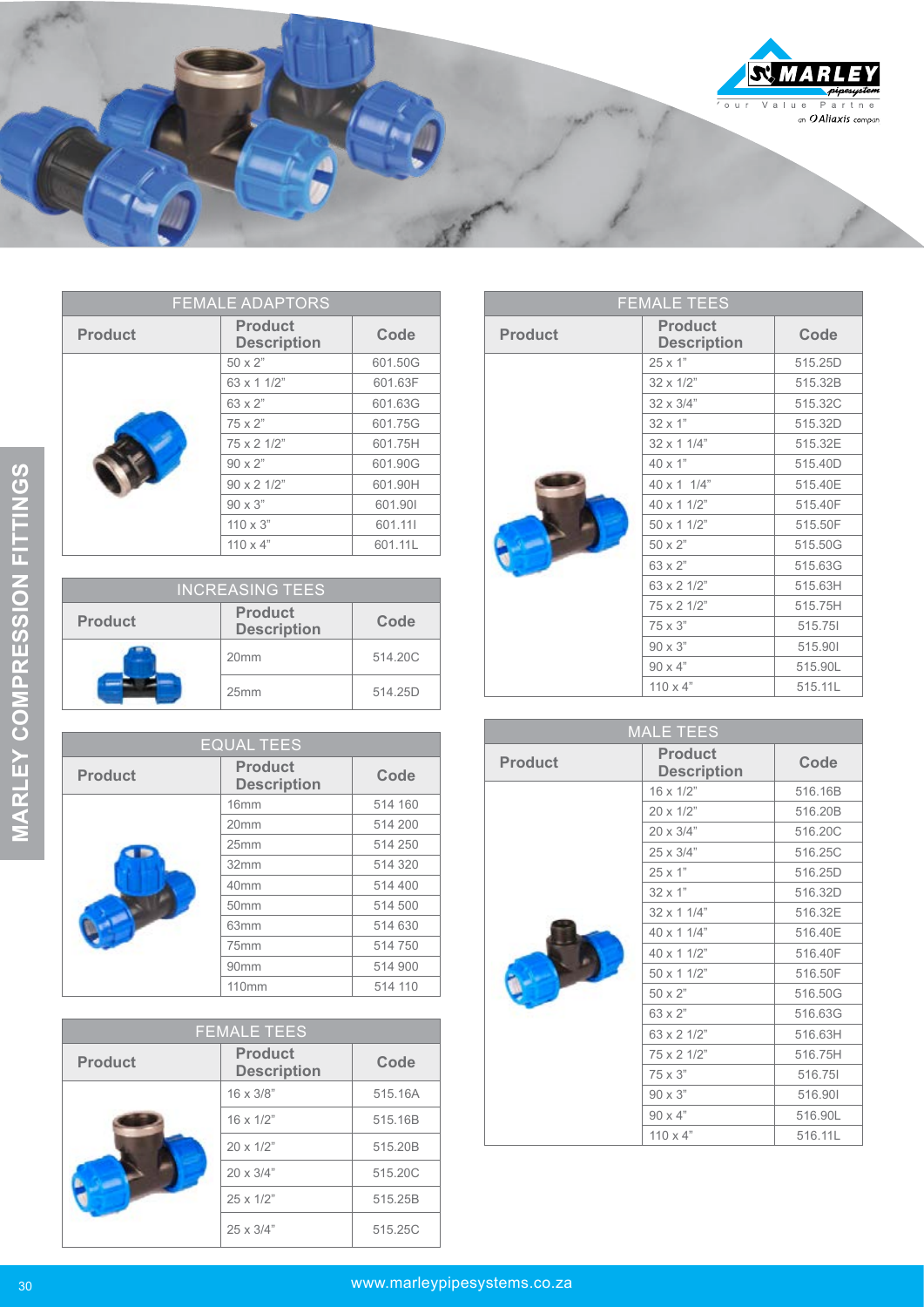## MARLEY COMPRESSION FITTINGS

### FEMALE ADAPTORS

| Product | Product Description | Code |
|---|---|---|
| | 50 x 2" | 601.50G |
| | 63 x 1 1/2" | 601.63F |
| | 63 x 2" | 601.63G |
| | 75 x 2" | 601.75G |
| | 75 x 2 1/2" | 601.75H |
| | 90 x 2" | 601.90G |
| | 90 x 2 1/2" | 601.90H |
| | 90 x 3" | 601.90I |
| | 110 x 3" | 601.11I |
| | 110 x 4" | 601.11L |

### INCREASING TEES

| Product | Product Description | Code |
|---|---|---|
| | 20mm | 514.20C |
| | 25mm | 514.25D |

### EQUAL TEES

| Product | Product Description | Code |
|---|---|---|
| | 16mm | 514 160 |
| | 20mm | 514 200 |
| | 25mm | 514 250 |
| | 32mm | 514 320 |
| | 40mm | 514 400 |
| | 50mm | 514 500 |
| | 63mm | 514 630 |
| | 75mm | 514 750 |
| | 90mm | 514 900 |
| | 110mm | 514 110 |

### FEMALE TEES

| Product | Product Description | Code |
|---|---|---|
| | 16 x 3/8" | 515.16A |
| | 16 x 1/2" | 515.16B |
| | 20 x 1/2" | 515.20B |
| | 20 x 3/4" | 515.20C |
| | 25 x 1/2" | 515.25B |
| | 25 x 3/4" | 515.25C |

### FEMALE TEES

| Product | Product Description | Code |
|---|---|---|
| | 25 x 1" | 515.25D |
| | 32 x 1/2" | 515.32B |
| | 32 x 3/4" | 515.32C |
| | 32 x 1" | 515.32D |
| | 32 x 1 1/4" | 515.32E |
| | 40 x 1" | 515.40D |
| | 40 x 1 1/4" | 515.40E |
| | 40 x 1 1/2" | 515.40F |
| | 50 x 1 1/2" | 515.50F |
| | 50 x 2" | 515.50G |
| | 63 x 2" | 515.63G |
| | 63 x 2 1/2" | 515.63H |
| | 75 x 2 1/2" | 515.75H |
| | 75 x 3" | 515.75I |
| | 90 x 3" | 515.90I |
| | 90 x 4" | 515.90L |
| | 110 x 4" | 515.11L |

### MALE TEES

| Product | Product Description | Code |
|---|---|---|
| | 16 x 1/2" | 516.16B |
| | 20 x 1/2" | 516.20B |
| | 20 x 3/4" | 516.20C |
| | 25 x 3/4" | 516.25C |
| | 25 x 1" | 516.25D |
| | 32 x 1" | 516.32D |
| | 32 x 1 1/4" | 516.32E |
| | 40 x 1 1/4" | 516.40E |
| | 40 x 1 1/2" | 516.40F |
| | 50 x 1 1/2" | 516.50F |
| | 50 x 2" | 516.50G |
| | 63 x 2" | 516.63G |
| | 63 x 2 1/2" | 516.63H |
| | 75 x 2 1/2" | 516.75H |
| | 75 x 3" | 516.75I |
| | 90 x 3" | 516.90I |
| | 90 x 4" | 516.90L |
| | 110 x 4" | 516.11L |

www.marleypipesystems.co.za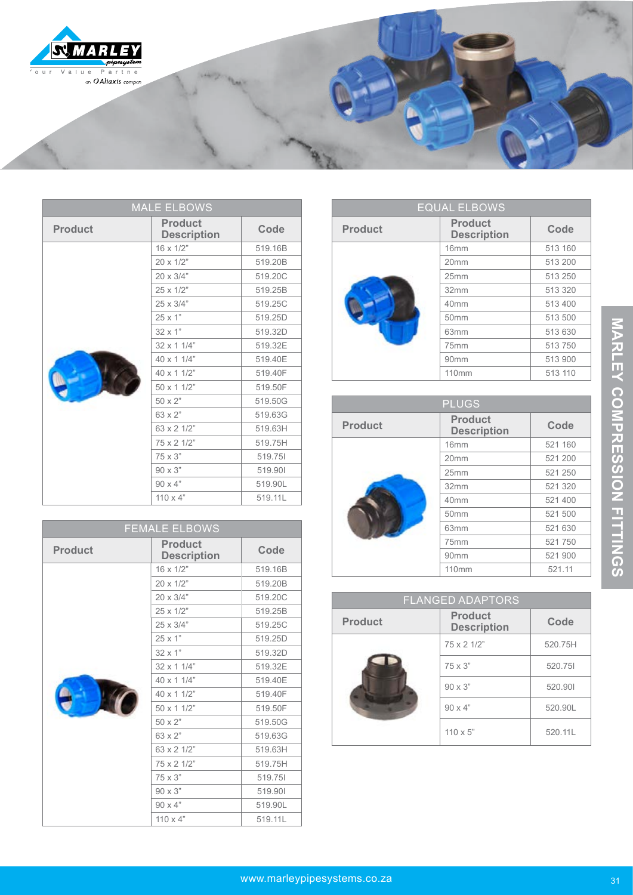## MALE ELBOWS

| Product | Product Description | Code |
|---|---|---|
| | 16 x 1/2" | 519.16B |
| | 20 x 1/2" | 519.20B |
| | 20 x 3/4" | 519.20C |
| | 25 x 1/2" | 519.25B |
| | 25 x 3/4" | 519.25C |
| | 25 x 1" | 519.25D |
| | 32 x 1" | 519.32D |
| | 32 x 1 1/4" | 519.32E |
| | 40 x 1 1/4" | 519.40E |
| | 40 x 1 1/2" | 519.40F |
| | 50 x 1 1/2" | 519.50F |
| | 50 x 2" | 519.50G |
| | 63 x 2" | 519.63G |
| | 63 x 2 1/2" | 519.63H |
| | 75 x 2 1/2" | 519.75H |
| | 75 x 3" | 519.75I |
| | 90 x 3" | 519.90I |
| | 90 x 4" | 519.90L |
| | 110 x 4" | 519.11L |

## FEMALE ELBOWS

| Product | Product Description | Code |
|---|---|---|
| | 16 x 1/2" | 519.16B |
| | 20 x 1/2" | 519.20B |
| | 20 x 3/4" | 519.20C |
| | 25 x 1/2" | 519.25B |
| | 25 x 3/4" | 519.25C |
| | 25 x 1" | 519.25D |
| | 32 x 1" | 519.32D |
| | 32 x 1 1/4" | 519.32E |
| | 40 x 1 1/4" | 519.40E |
| | 40 x 1 1/2" | 519.40F |
| | 50 x 1 1/2" | 519.50F |
| | 50 x 2" | 519.50G |
| | 63 x 2" | 519.63G |
| | 63 x 2 1/2" | 519.63H |
| | 75 x 2 1/2" | 519.75H |
| | 75 x 3" | 519.75I |
| | 90 x 3" | 519.90I |
| | 90 x 4" | 519.90L |
| | 110 x 4" | 519.11L |

## EQUAL ELBOWS

| Product | Product Description | Code |
|---|---|---|
| | 16mm | 513 160 |
| | 20mm | 513 200 |
| | 25mm | 513 250 |
| | 32mm | 513 320 |
| | 40mm | 513 400 |
| | 50mm | 513 500 |
| | 63mm | 513 630 |
| | 75mm | 513 750 |
| | 90mm | 513 900 |
| | 110mm | 513 110 |

## PLUGS

| Product | Product Description | Code |
|---|---|---|
| | 16mm | 521 160 |
| | 20mm | 521 200 |
| | 25mm | 521 250 |
| | 32mm | 521 320 |
| | 40mm | 521 400 |
| | 50mm | 521 500 |
| | 63mm | 521 630 |
| | 75mm | 521 750 |
| | 90mm | 521 900 |
| | 110mm | 521.11 |

## FLANGED ADAPTORS

| Product | Product Description | Code |
|---|---|---|
| | 75 x 2 1/2" | 520.75H |
| | 75 x 3" | 520.75I |
| | 90 x 3" | 520.90I |
| | 90 x 4" | 520.90L |
| | 110 x 5" | 520.11L |

MARLEY COMPRESSION FITTINGS

www.marleypipesystems.co.za